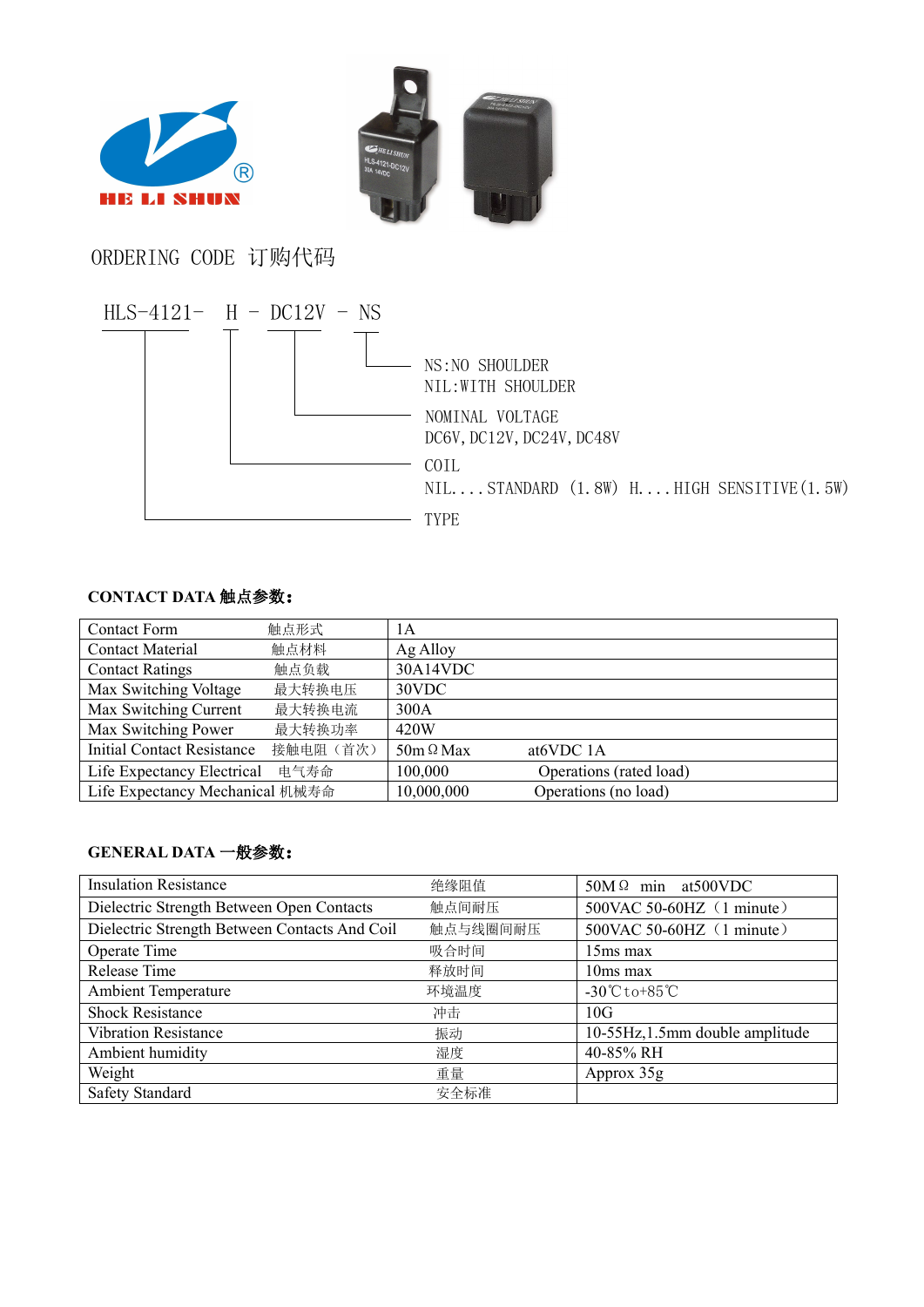HE LI SHUN

ORDERING CODE 订购代码

HLS-4121- H - DC12V - NS

- NS:NO SHOULDER
  NIL:WITH SHOULDER
- NOMINAL VOLTAGE
  DC6V,DC12V,DC24V,DC48V
- COIL
  NIL....STANDARD (1.8W) H....HIGH SENSITIVE(1.5W)
- TYPE

**CONTACT DATA 触点参数:**

| Contact Form 触点形式 | 1A |
|---|---|
| Contact Material 触点材料 | Ag Alloy |
| Contact Ratings 触点负载 | 30A14VDC |
| Max Switching Voltage 最大转换电压 | 30VDC |
| Max Switching Current 最大转换电流 | 300A |
| Max Switching Power 最大转换功率 | 420W |
| Initial Contact Resistance 接触电阻（首次） | 50mΩMax at6VDC 1A |
| Life Expectancy Electrical 电气寿命 | 100,000 Operations (rated load) |
| Life Expectancy Mechanical 机械寿命 | 10,000,000 Operations (no load) |

**GENERAL DATA 一般参数:**

| Insulation Resistance | 绝缘阻值 | 50MΩ min at500VDC |
|---|---|---|
| Dielectric Strength Between Open Contacts | 触点间耐压 | 500VAC 50-60HZ（1 minute） |
| Dielectric Strength Between Contacts And Coil | 触点与线圈间耐压 | 500VAC 50-60HZ（1 minute） |
| Operate Time | 吸合时间 | 15ms max |
| Release Time | 释放时间 | 10ms max |
| Ambient Temperature | 环境温度 | -30℃to+85℃ |
| Shock Resistance | 冲击 | 10G |
| Vibration Resistance | 振动 | 10-55Hz,1.5mm double amplitude |
| Ambient humidity | 湿度 | 40-85% RH |
| Weight | 重量 | Approx 35g |
| Safety Standard | 安全标准 | |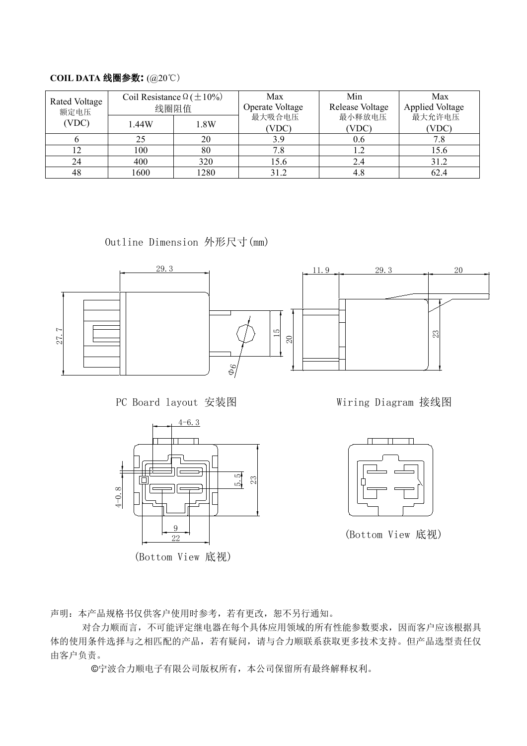**COIL DATA 线圈参数:** (@20℃)

| Rated Voltage 额定电压 (VDC) | Coil Resistance Ω(±10%) 线圈阻值 | | Max Operate Voltage 最大吸合电压 (VDC) | Min Release Voltage 最小释放电压 (VDC) | Max Applied Voltage 最大允许电压 (VDC) |
|---|---|---|---|---|---|
| | 1.44W | 1.8W | | | |
| 6 | 25 | 20 | 3.9 | 0.6 | 7.8 |
| 12 | 100 | 80 | 7.8 | 1.2 | 15.6 |
| 24 | 400 | 320 | 15.6 | 2.4 | 31.2 |
| 48 | 1600 | 1280 | 31.2 | 4.8 | 62.4 |

Outline Dimension 外形尺寸(mm)

29.3

27.7

15

Φ6

11.9

29.3

20

20

23

PC Board layout 安装图

4-6.3

4-0.8

5.5

23

9

22

(Bottom View 底视)

Wiring Diagram 接线图

(Bottom View 底视)

声明：本产品规格书仅供客户使用时参考，若有更改，恕不另行通知。

对合力顺而言，不可能评定继电器在每个具体应用领域的所有性能参数要求，因而客户应该根据具体的使用条件选择与之相匹配的产品，若有疑问，请与合力顺联系获取更多技术支持。但产品选型责任仅由客户负责。

©宁波合力顺电子有限公司版权所有，本公司保留所有最终解释权利。